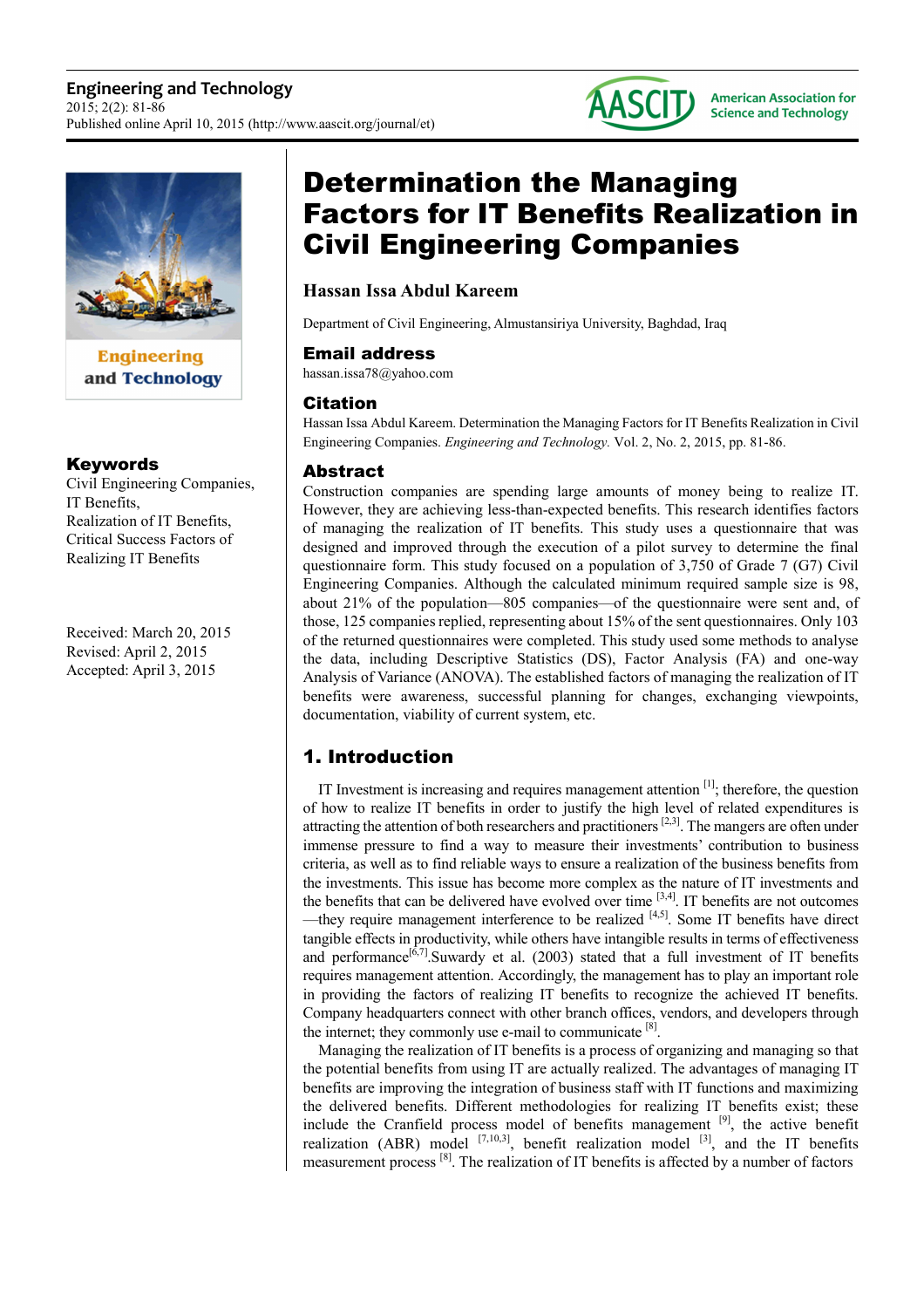# Determination the Managing Factors for IT Benefits Realization in Civil Engineering Companies

**Hassan Issa Abdul Kareem**

Department of Civil Engineering, Almustansiriya University, Baghdad, Iraq

## Email address

hassan.issa78@yahoo.com

## Citation

Hassan Issa Abdul Kareem. Determination the Managing Factors for IT Benefits Realization in Civil Engineering Companies. *Engineering and Technology.* Vol. 2, No. 2, 2015, pp. 81-86.

## Keywords

Civil Engineering Companies, IT Benefits, Realization of IT Benefits, Critical Success Factors of Realizing IT Benefits

Received: March 20, 2015
Revised: April 2, 2015
Accepted: April 3, 2015

## Abstract

Construction companies are spending large amounts of money being to realize IT. However, they are achieving less-than-expected benefits. This research identifies factors of managing the realization of IT benefits. This study uses a questionnaire that was designed and improved through the execution of a pilot survey to determine the final questionnaire form. This study focused on a population of 3,750 of Grade 7 (G7) Civil Engineering Companies. Although the calculated minimum required sample size is 98, about 21% of the population—805 companies—of the questionnaire were sent and, of those, 125 companies replied, representing about 15% of the sent questionnaires. Only 103 of the returned questionnaires were completed. This study used some methods to analyse the data, including Descriptive Statistics (DS), Factor Analysis (FA) and one-way Analysis of Variance (ANOVA). The established factors of managing the realization of IT benefits were awareness, successful planning for changes, exchanging viewpoints, documentation, viability of current system, etc.

## 1. Introduction

IT Investment is increasing and requires management attention [1]; therefore, the question of how to realize IT benefits in order to justify the high level of related expenditures is attracting the attention of both researchers and practitioners [2,3]. The mangers are often under immense pressure to find a way to measure their investments' contribution to business criteria, as well as to find reliable ways to ensure a realization of the business benefits from the investments. This issue has become more complex as the nature of IT investments and the benefits that can be delivered have evolved over time [3,4]. IT benefits are not outcomes —they require management interference to be realized [4,5]. Some IT benefits have direct tangible effects in productivity, while others have intangible results in terms of effectiveness and performance[6,7].Suwardy et al. (2003) stated that a full investment of IT benefits requires management attention. Accordingly, the management has to play an important role in providing the factors of realizing IT benefits to recognize the achieved IT benefits. Company headquarters connect with other branch offices, vendors, and developers through the internet; they commonly use e-mail to communicate [8].

Managing the realization of IT benefits is a process of organizing and managing so that the potential benefits from using IT are actually realized. The advantages of managing IT benefits are improving the integration of business staff with IT functions and maximizing the delivered benefits. Different methodologies for realizing IT benefits exist; these include the Cranfield process model of benefits management [9], the active benefit realization (ABR) model [7,10,3], benefit realization model [3], and the IT benefits measurement process [8]. The realization of IT benefits is affected by a number of factors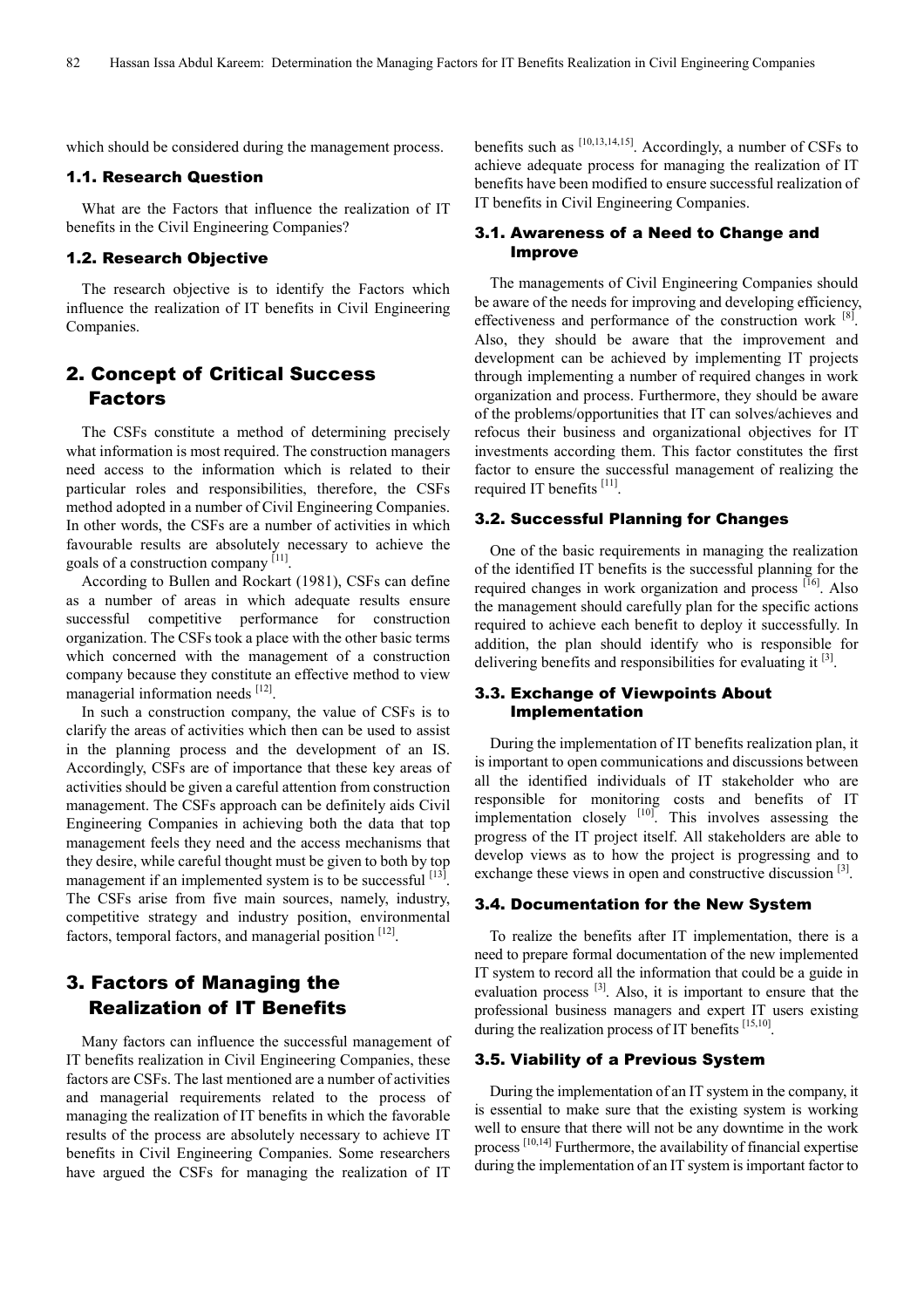which should be considered during the management process.

### 1.1. Research Question

What are the Factors that influence the realization of IT benefits in the Civil Engineering Companies?

### 1.2. Research Objective

The research objective is to identify the Factors which influence the realization of IT benefits in Civil Engineering Companies.

## 2. Concept of Critical Success Factors

The CSFs constitute a method of determining precisely what information is most required. The construction managers need access to the information which is related to their particular roles and responsibilities, therefore, the CSFs method adopted in a number of Civil Engineering Companies. In other words, the CSFs are a number of activities in which favourable results are absolutely necessary to achieve the goals of a construction company [11].

According to Bullen and Rockart (1981), CSFs can define as a number of areas in which adequate results ensure successful competitive performance for construction organization. The CSFs took a place with the other basic terms which concerned with the management of a construction company because they constitute an effective method to view managerial information needs [12].

In such a construction company, the value of CSFs is to clarify the areas of activities which then can be used to assist in the planning process and the development of an IS. Accordingly, CSFs are of importance that these key areas of activities should be given a careful attention from construction management. The CSFs approach can be definitely aids Civil Engineering Companies in achieving both the data that top management feels they need and the access mechanisms that they desire, while careful thought must be given to both by top management if an implemented system is to be successful [13]. The CSFs arise from five main sources, namely, industry, competitive strategy and industry position, environmental factors, temporal factors, and managerial position [12].

## 3. Factors of Managing the Realization of IT Benefits

Many factors can influence the successful management of IT benefits realization in Civil Engineering Companies, these factors are CSFs. The last mentioned are a number of activities and managerial requirements related to the process of managing the realization of IT benefits in which the favorable results of the process are absolutely necessary to achieve IT benefits in Civil Engineering Companies. Some researchers have argued the CSFs for managing the realization of IT benefits such as [10,13,14,15]. Accordingly, a number of CSFs to achieve adequate process for managing the realization of IT benefits have been modified to ensure successful realization of IT benefits in Civil Engineering Companies.

### 3.1. Awareness of a Need to Change and Improve

The managements of Civil Engineering Companies should be aware of the needs for improving and developing efficiency, effectiveness and performance of the construction work [8]. Also, they should be aware that the improvement and development can be achieved by implementing IT projects through implementing a number of required changes in work organization and process. Furthermore, they should be aware of the problems/opportunities that IT can solves/achieves and refocus their business and organizational objectives for IT investments according them. This factor constitutes the first factor to ensure the successful management of realizing the required IT benefits [11].

### 3.2. Successful Planning for Changes

One of the basic requirements in managing the realization of the identified IT benefits is the successful planning for the required changes in work organization and process [16]. Also the management should carefully plan for the specific actions required to achieve each benefit to deploy it successfully. In addition, the plan should identify who is responsible for delivering benefits and responsibilities for evaluating it [3].

### 3.3. Exchange of Viewpoints About Implementation

During the implementation of IT benefits realization plan, it is important to open communications and discussions between all the identified individuals of IT stakeholder who are responsible for monitoring costs and benefits of IT implementation closely [10]. This involves assessing the progress of the IT project itself. All stakeholders are able to develop views as to how the project is progressing and to exchange these views in open and constructive discussion [3].

### 3.4. Documentation for the New System

To realize the benefits after IT implementation, there is a need to prepare formal documentation of the new implemented IT system to record all the information that could be a guide in evaluation process [3]. Also, it is important to ensure that the professional business managers and expert IT users existing during the realization process of IT benefits [15,10].

### 3.5. Viability of a Previous System

During the implementation of an IT system in the company, it is essential to make sure that the existing system is working well to ensure that there will not be any downtime in the work process [10,14] Furthermore, the availability of financial expertise during the implementation of an IT system is important factor to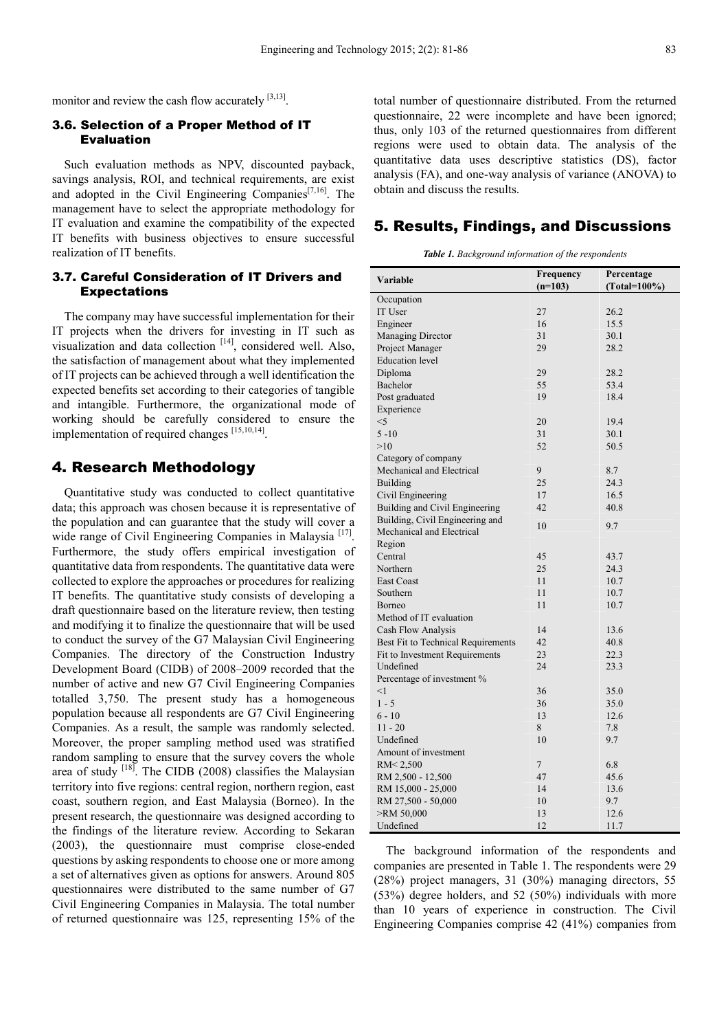monitor and review the cash flow accurately [3,13].

### 3.6. Selection of a Proper Method of IT Evaluation

Such evaluation methods as NPV, discounted payback, savings analysis, ROI, and technical requirements, are exist and adopted in the Civil Engineering Companies[7,16]. The management have to select the appropriate methodology for IT evaluation and examine the compatibility of the expected IT benefits with business objectives to ensure successful realization of IT benefits.

### 3.7. Careful Consideration of IT Drivers and Expectations

The company may have successful implementation for their IT projects when the drivers for investing in IT such as visualization and data collection [14], considered well. Also, the satisfaction of management about what they implemented of IT projects can be achieved through a well identification the expected benefits set according to their categories of tangible and intangible. Furthermore, the organizational mode of working should be carefully considered to ensure the implementation of required changes [15,10,14].

## 4. Research Methodology

Quantitative study was conducted to collect quantitative data; this approach was chosen because it is representative of the population and can guarantee that the study will cover a wide range of Civil Engineering Companies in Malaysia [17]. Furthermore, the study offers empirical investigation of quantitative data from respondents. The quantitative data were collected to explore the approaches or procedures for realizing IT benefits. The quantitative study consists of developing a draft questionnaire based on the literature review, then testing and modifying it to finalize the questionnaire that will be used to conduct the survey of the G7 Malaysian Civil Engineering Companies. The directory of the Construction Industry Development Board (CIDB) of 2008–2009 recorded that the number of active and new G7 Civil Engineering Companies totalled 3,750. The present study has a homogeneous population because all respondents are G7 Civil Engineering Companies. As a result, the sample was randomly selected. Moreover, the proper sampling method used was stratified random sampling to ensure that the survey covers the whole area of study [18]. The CIDB (2008) classifies the Malaysian territory into five regions: central region, northern region, east coast, southern region, and East Malaysia (Borneo). In the present research, the questionnaire was designed according to the findings of the literature review. According to Sekaran (2003), the questionnaire must comprise close-ended questions by asking respondents to choose one or more among a set of alternatives given as options for answers. Around 805 questionnaires were distributed to the same number of G7 Civil Engineering Companies in Malaysia. The total number of returned questionnaire was 125, representing 15% of the total number of questionnaire distributed. From the returned questionnaire, 22 were incomplete and have been ignored; thus, only 103 of the returned questionnaires from different regions were used to obtain data. The analysis of the quantitative data uses descriptive statistics (DS), factor analysis (FA), and one-way analysis of variance (ANOVA) to obtain and discuss the results.

## 5. Results, Findings, and Discussions

***Table 1.*** *Background information of the respondents*

| Variable | Frequency (n=103) | Percentage (Total=100%) |
|---|---|---|
| Occupation | | |
| IT User | 27 | 26.2 |
| Engineer | 16 | 15.5 |
| Managing Director | 31 | 30.1 |
| Project Manager | 29 | 28.2 |
| Education level | | |
| Diploma | 29 | 28.2 |
| Bachelor | 55 | 53.4 |
| Post graduated | 19 | 18.4 |
| Experience | | |
| <5 | 20 | 19.4 |
| 5 -10 | 31 | 30.1 |
| >10 | 52 | 50.5 |
| Category of company | | |
| Mechanical and Electrical | 9 | 8.7 |
| Building | 25 | 24.3 |
| Civil Engineering | 17 | 16.5 |
| Building and Civil Engineering | 42 | 40.8 |
| Building, Civil Engineering and Mechanical and Electrical | 10 | 9.7 |
| Region | | |
| Central | 45 | 43.7 |
| Northern | 25 | 24.3 |
| East Coast | 11 | 10.7 |
| Southern | 11 | 10.7 |
| Borneo | 11 | 10.7 |
| Method of IT evaluation | | |
| Cash Flow Analysis | 14 | 13.6 |
| Best Fit to Technical Requirements | 42 | 40.8 |
| Fit to Investment Requirements | 23 | 22.3 |
| Undefined | 24 | 23.3 |
| Percentage of investment % | | |
| <1 | 36 | 35.0 |
| 1 - 5 | 36 | 35.0 |
| 6 - 10 | 13 | 12.6 |
| 11 - 20 | 8 | 7.8 |
| Undefined | 10 | 9.7 |
| Amount of investment | | |
| RM< 2,500 | 7 | 6.8 |
| RM 2,500 - 12,500 | 47 | 45.6 |
| RM 15,000 - 25,000 | 14 | 13.6 |
| RM 27,500 - 50,000 | 10 | 9.7 |
| >RM 50,000 | 13 | 12.6 |
| Undefined | 12 | 11.7 |

The background information of the respondents and companies are presented in Table 1. The respondents were 29 (28%) project managers, 31 (30%) managing directors, 55 (53%) degree holders, and 52 (50%) individuals with more than 10 years of experience in construction. The Civil Engineering Companies comprise 42 (41%) companies from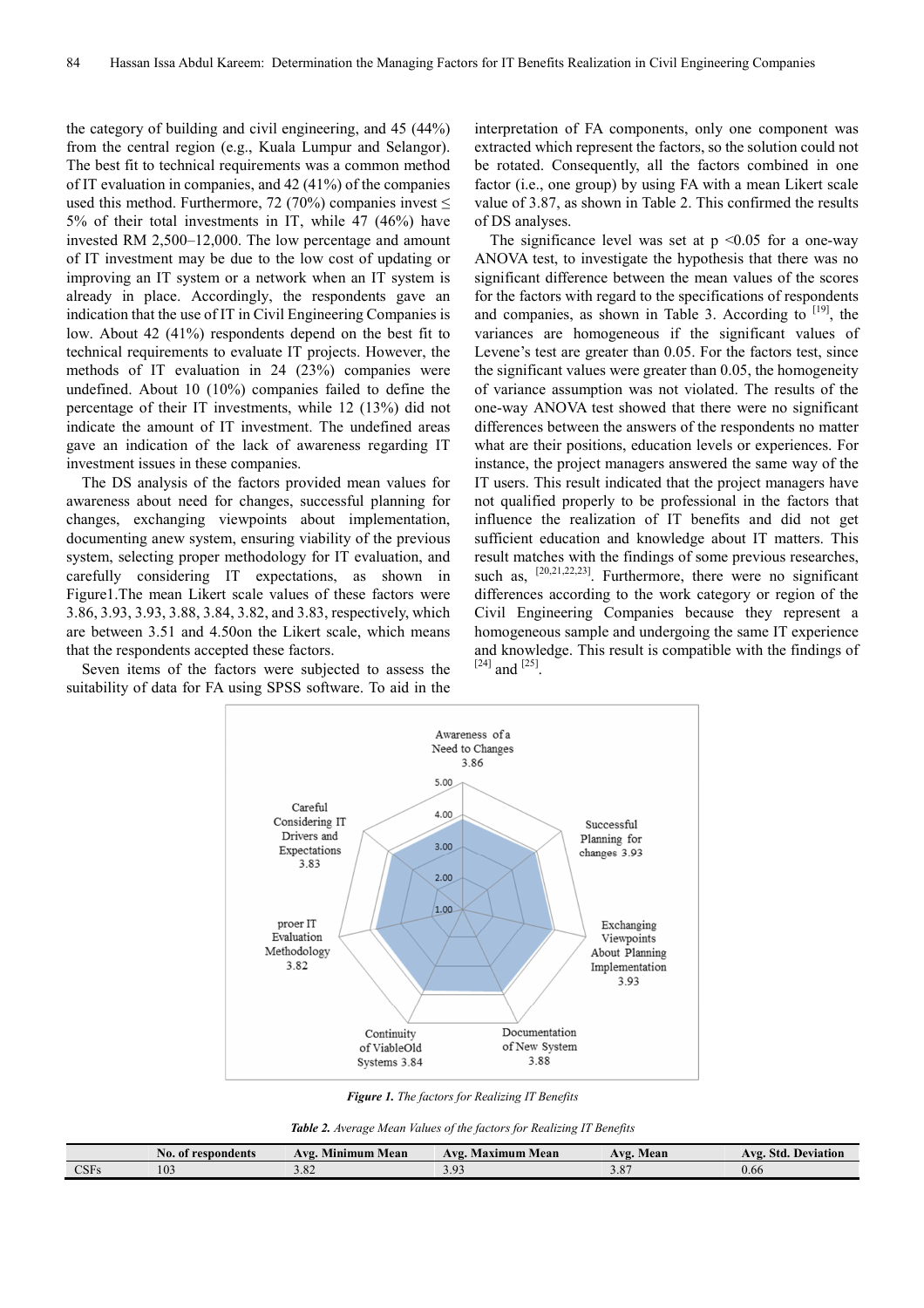the category of building and civil engineering, and 45 (44%) from the central region (e.g., Kuala Lumpur and Selangor). The best fit to technical requirements was a common method of IT evaluation in companies, and 42 (41%) of the companies used this method. Furthermore, 72 (70%) companies invest ≤ 5% of their total investments in IT, while 47 (46%) have invested RM 2,500–12,000. The low percentage and amount of IT investment may be due to the low cost of updating or improving an IT system or a network when an IT system is already in place. Accordingly, the respondents gave an indication that the use of IT in Civil Engineering Companies is low. About 42 (41%) respondents depend on the best fit to technical requirements to evaluate IT projects. However, the methods of IT evaluation in 24 (23%) companies were undefined. About 10 (10%) companies failed to define the percentage of their IT investments, while 12 (13%) did not indicate the amount of IT investment. The undefined areas gave an indication of the lack of awareness regarding IT investment issues in these companies.

The DS analysis of the factors provided mean values for awareness about need for changes, successful planning for changes, exchanging viewpoints about implementation, documenting anew system, ensuring viability of the previous system, selecting proper methodology for IT evaluation, and carefully considering IT expectations, as shown in Figure1.The mean Likert scale values of these factors were 3.86, 3.93, 3.93, 3.88, 3.84, 3.82, and 3.83, respectively, which are between 3.51 and 4.50on the Likert scale, which means that the respondents accepted these factors.

Seven items of the factors were subjected to assess the suitability of data for FA using SPSS software. To aid in the interpretation of FA components, only one component was extracted which represent the factors, so the solution could not be rotated. Consequently, all the factors combined in one factor (i.e., one group) by using FA with a mean Likert scale value of 3.87, as shown in Table 2. This confirmed the results of DS analyses.

The significance level was set at $p < 0.05$ for a one-way ANOVA test, to investigate the hypothesis that there was no significant difference between the mean values of the scores for the factors with regard to the specifications of respondents and companies, as shown in Table 3. According to [19], the variances are homogeneous if the significant values of Levene's test are greater than 0.05. For the factors test, since the significant values were greater than 0.05, the homogeneity of variance assumption was not violated. The results of the one-way ANOVA test showed that there were no significant differences between the answers of the respondents no matter what are their positions, education levels or experiences. For instance, the project managers answered the same way of the IT users. This result indicated that the project managers have not qualified properly to be professional in the factors that influence the realization of IT benefits and did not get sufficient education and knowledge about IT matters. This result matches with the findings of some previous researches, such as, [20,21,22,23]. Furthermore, there were no significant differences according to the work category or region of the Civil Engineering Companies because they represent a homogeneous sample and undergoing the same IT experience and knowledge. This result is compatible with the findings of [24] and [25].

***Figure 1.*** *The factors for Realizing IT Benefits*

***Table 2.*** *Average Mean Values of the factors for Realizing IT Benefits*

| | No. of respondents | Avg. Minimum Mean | Avg. Maximum Mean | Avg. Mean | Avg. Std. Deviation |
|---|---|---|---|---|---|
| CSFs | 103 | 3.82 | 3.93 | 3.87 | 0.66 |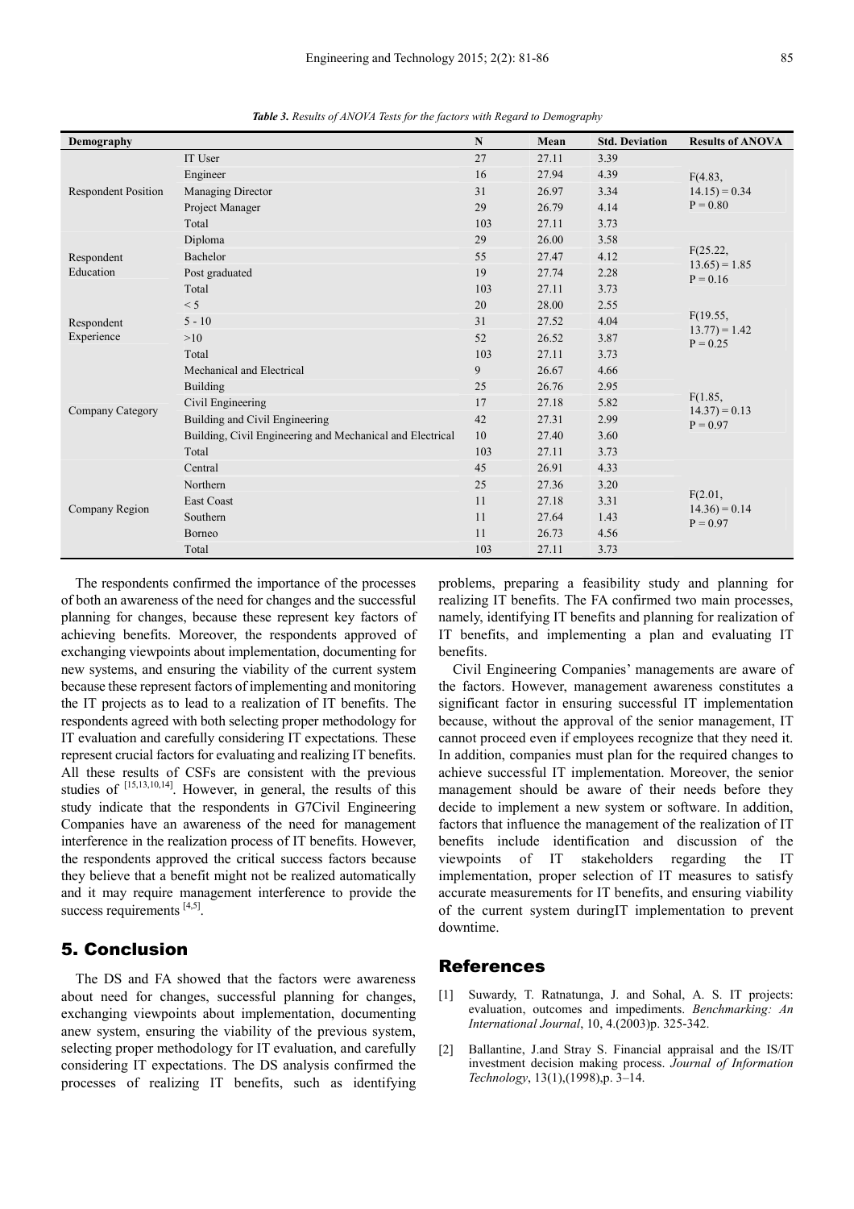*Table 3. Results of ANOVA Tests for the factors with Regard to Demography*

| Demography | | N | Mean | Std. Deviation | Results of ANOVA |
|---|---|---|---|---|---|
| Respondent Position | IT User | 27 | 27.11 | 3.39 | $F(4.83, 14.15) = 0.34$ $P = 0.80$ |
| | Engineer | 16 | 27.94 | 4.39 | |
| | Managing Director | 31 | 26.97 | 3.34 | |
| | Project Manager | 29 | 26.79 | 4.14 | |
| | Total | 103 | 27.11 | 3.73 | |
| Respondent Education | Diploma | 29 | 26.00 | 3.58 | $F(25.22, 13.65) = 1.85$ $P = 0.16$ |
| | Bachelor | 55 | 27.47 | 4.12 | |
| | Post graduated | 19 | 27.74 | 2.28 | |
| | Total | 103 | 27.11 | 3.73 | |
| Respondent Experience | < 5 | 20 | 28.00 | 2.55 | $F(19.55, 13.77) = 1.42$ $P = 0.25$ |
| | 5 - 10 | 31 | 27.52 | 4.04 | |
| | >10 | 52 | 26.52 | 3.87 | |
| | Total | 103 | 27.11 | 3.73 | |
| Company Category | Mechanical and Electrical | 9 | 26.67 | 4.66 | $F(1.85, 14.37) = 0.13$ $P = 0.97$ |
| | Building | 25 | 26.76 | 2.95 | |
| | Civil Engineering | 17 | 27.18 | 5.82 | |
| | Building and Civil Engineering | 42 | 27.31 | 2.99 | |
| | Building, Civil Engineering and Mechanical and Electrical | 10 | 27.40 | 3.60 | |
| | Total | 103 | 27.11 | 3.73 | |
| Company Region | Central | 45 | 26.91 | 4.33 | $F(2.01, 14.36) = 0.14$ $P = 0.97$ |
| | Northern | 25 | 27.36 | 3.20 | |
| | East Coast | 11 | 27.18 | 3.31 | |
| | Southern | 11 | 27.64 | 1.43 | |
| | Borneo | 11 | 26.73 | 4.56 | |
| | Total | 103 | 27.11 | 3.73 | |

The respondents confirmed the importance of the processes of both an awareness of the need for changes and the successful planning for changes, because these represent key factors of achieving benefits. Moreover, the respondents approved of exchanging viewpoints about implementation, documenting for new systems, and ensuring the viability of the current system because these represent factors of implementing and monitoring the IT projects as to lead to a realization of IT benefits. The respondents agreed with both selecting proper methodology for IT evaluation and carefully considering IT expectations. These represent crucial factors for evaluating and realizing IT benefits. All these results of CSFs are consistent with the previous studies of [15,13,10,14]. However, in general, the results of this study indicate that the respondents in G7Civil Engineering Companies have an awareness of the need for management interference in the realization process of IT benefits. However, the respondents approved the critical success factors because they believe that a benefit might not be realized automatically and it may require management interference to provide the success requirements [4,5].

## 5. Conclusion

The DS and FA showed that the factors were awareness about need for changes, successful planning for changes, exchanging viewpoints about implementation, documenting anew system, ensuring the viability of the previous system, selecting proper methodology for IT evaluation, and carefully considering IT expectations. The DS analysis confirmed the processes of realizing IT benefits, such as identifying problems, preparing a feasibility study and planning for realizing IT benefits. The FA confirmed two main processes, namely, identifying IT benefits and planning for realization of IT benefits, and implementing a plan and evaluating IT benefits.

Civil Engineering Companies' managements are aware of the factors. However, management awareness constitutes a significant factor in ensuring successful IT implementation because, without the approval of the senior management, IT cannot proceed even if employees recognize that they need it. In addition, companies must plan for the required changes to achieve successful IT implementation. Moreover, the senior management should be aware of their needs before they decide to implement a new system or software. In addition, factors that influence the management of the realization of IT benefits include identification and discussion of the viewpoints of IT stakeholders regarding the IT implementation, proper selection of IT measures to satisfy accurate measurements for IT benefits, and ensuring viability of the current system duringIT implementation to prevent downtime.

## References

[1] Suwardy, T. Ratnatunga, J. and Sohal, A. S. IT projects: evaluation, outcomes and impediments. *Benchmarking: An International Journal*, 10, 4.(2003)p. 325-342.

[2] Ballantine, J.and Stray S. Financial appraisal and the IS/IT investment decision making process. *Journal of Information Technology*, 13(1),(1998),p. 3–14.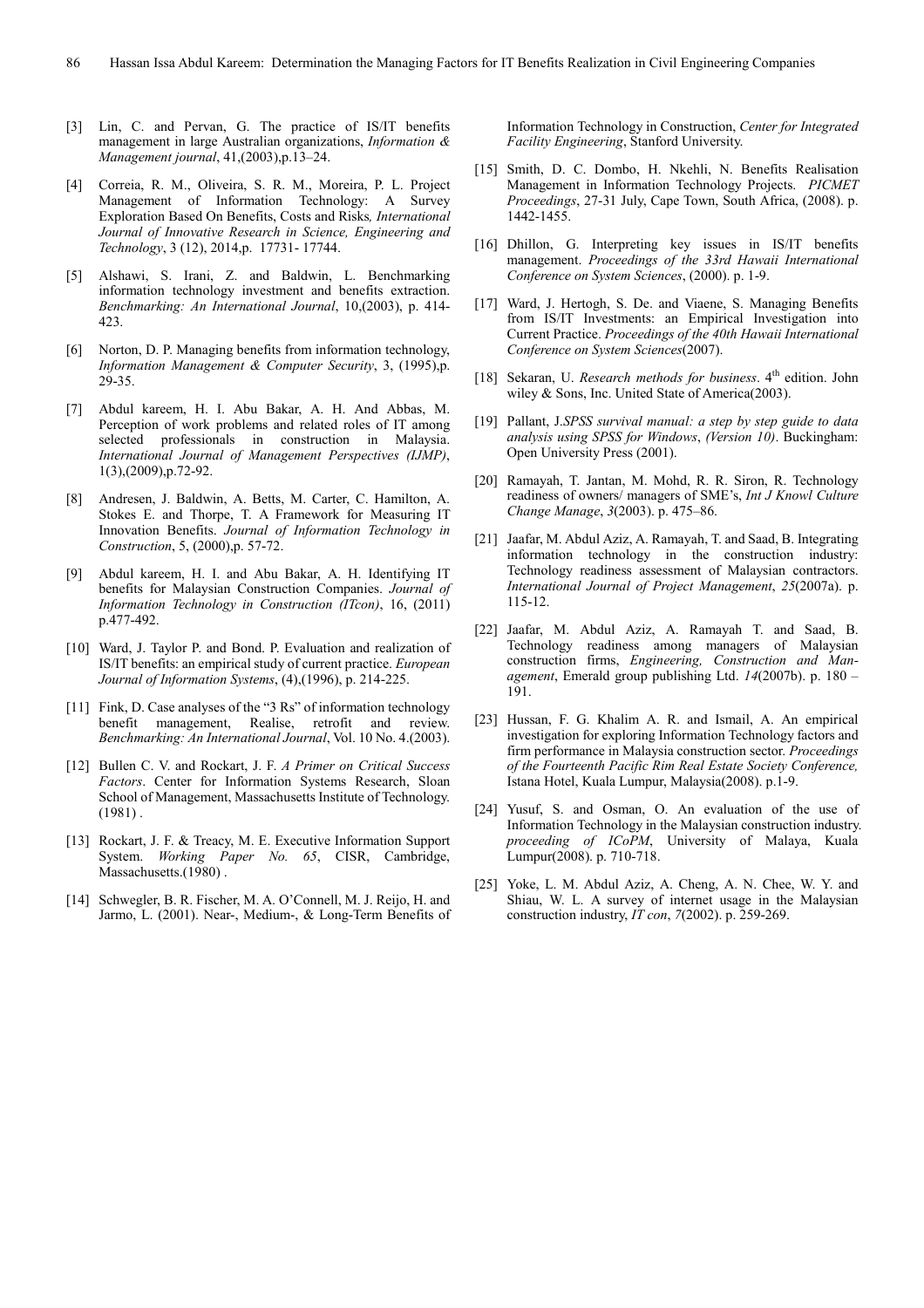[3] Lin, C. and Pervan, G. The practice of IS/IT benefits management in large Australian organizations, *Information & Management journal*, 41,(2003),p.13–24.

[4] Correia, R. M., Oliveira, S. R. M., Moreira, P. L. Project Management of Information Technology: A Survey Exploration Based On Benefits, Costs and Risks*, International Journal of Innovative Research in Science, Engineering and Technology*, 3 (12), 2014,p. 17731- 17744.

[5] Alshawi, S. Irani, Z. and Baldwin, L. Benchmarking information technology investment and benefits extraction. *Benchmarking: An International Journal*, 10,(2003), p. 414-423.

[6] Norton, D. P. Managing benefits from information technology, *Information Management & Computer Security*, 3, (1995),p. 29-35.

[7] Abdul kareem, H. I. Abu Bakar, A. H. And Abbas, M. Perception of work problems and related roles of IT among selected professionals in construction in Malaysia. *International Journal of Management Perspectives (IJMP)*, 1(3),(2009),p.72-92.

[8] Andresen, J. Baldwin, A. Betts, M. Carter, C. Hamilton, A. Stokes E. and Thorpe, T. A Framework for Measuring IT Innovation Benefits. *Journal of Information Technology in Construction*, 5, (2000),p. 57-72.

[9] Abdul kareem, H. I. and Abu Bakar, A. H. Identifying IT benefits for Malaysian Construction Companies. *Journal of Information Technology in Construction (ITcon)*, 16, (2011) p.477-492.

[10] Ward, J. Taylor P. and Bond. P. Evaluation and realization of IS/IT benefits: an empirical study of current practice. *European Journal of Information Systems*, (4),(1996), p. 214-225.

[11] Fink, D. Case analyses of the "3 Rs" of information technology benefit management, Realise, retrofit and review. *Benchmarking: An International Journal*, Vol. 10 No. 4.(2003).

[12] Bullen C. V. and Rockart, J. F. *A Primer on Critical Success Factors*. Center for Information Systems Research, Sloan School of Management, Massachusetts Institute of Technology. (1981) .

[13] Rockart, J. F. & Treacy, M. E. Executive Information Support System. *Working Paper No. 65*, CISR, Cambridge, Massachusetts.(1980) .

[14] Schwegler, B. R. Fischer, M. A. O'Connell, M. J. Reijo, H. and Jarmo, L. (2001). Near-, Medium-, & Long-Term Benefits of Information Technology in Construction, *Center for Integrated Facility Engineering*, Stanford University.

[15] Smith, D. C. Dombo, H. Nkehli, N. Benefits Realisation Management in Information Technology Projects. *PICMET Proceedings*, 27-31 July, Cape Town, South Africa, (2008). p. 1442-1455.

[16] Dhillon, G. Interpreting key issues in IS/IT benefits management. *Proceedings of the 33rd Hawaii International Conference on System Sciences*, (2000). p. 1-9.

[17] Ward, J. Hertogh, S. De. and Viaene, S. Managing Benefits from IS/IT Investments: an Empirical Investigation into Current Practice. *Proceedings of the 40th Hawaii International Conference on System Sciences*(2007).

[18] Sekaran, U. *Research methods for business*. 4th edition. John wiley & Sons, Inc. United State of America(2003).

[19] Pallant, J.*SPSS survival manual: a step by step guide to data analysis using SPSS for Windows*, *(Version 10)*. Buckingham: Open University Press (2001).

[20] Ramayah, T. Jantan, M. Mohd, R. R. Siron, R. Technology readiness of owners/ managers of SME's, *Int J Knowl Culture Change Manage*, *3*(2003). p. 475–86.

[21] Jaafar, M. Abdul Aziz, A. Ramayah, T. and Saad, B. Integrating information technology in the construction industry: Technology readiness assessment of Malaysian contractors. *International Journal of Project Management*, *25*(2007a). p. 115-12.

[22] Jaafar, M. Abdul Aziz, A. Ramayah T. and Saad, B. Technology readiness among managers of Malaysian construction firms, *Engineering, Construction and Management*, Emerald group publishing Ltd. *14*(2007b). p. 180 – 191.

[23] Hussan, F. G. Khalim A. R. and Ismail, A. An empirical investigation for exploring Information Technology factors and firm performance in Malaysia construction sector. *Proceedings of the Fourteenth Pacific Rim Real Estate Society Conference,* Istana Hotel, Kuala Lumpur, Malaysia(2008). p.1-9.

[24] Yusuf, S. and Osman, O. An evaluation of the use of Information Technology in the Malaysian construction industry. *proceeding of ICoPM*, University of Malaya, Kuala Lumpur(2008). p. 710-718.

[25] Yoke, L. M. Abdul Aziz, A. Cheng, A. N. Chee, W. Y. and Shiau, W. L. A survey of internet usage in the Malaysian construction industry, *IT con*, *7*(2002). p. 259-269.